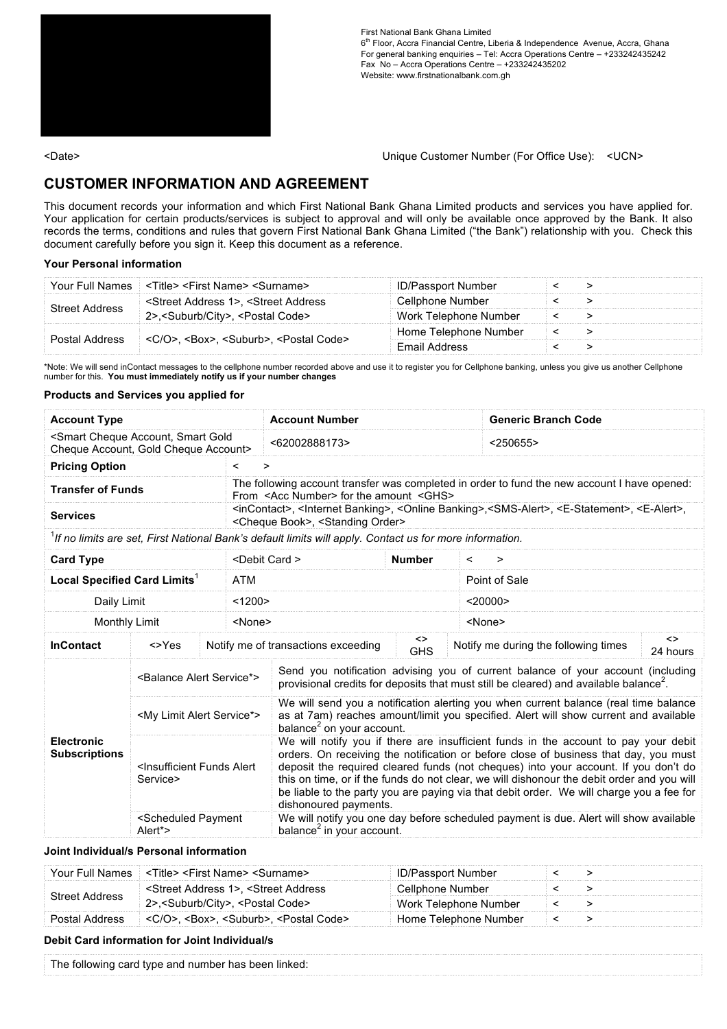First National Bank Ghana Limited
6th Floor, Accra Financial Centre, Liberia & Independence Avenue, Accra, Ghana
For general banking enquiries – Tel: Accra Operations Centre – +233242435242
Fax No – Accra Operations Centre – +233242435202
Website: www.firstnationalbank.com.gh

<Date> Unique Customer Number (For Office Use): <UCN>

# CUSTOMER INFORMATION AND AGREEMENT

This document records your information and which First National Bank Ghana Limited products and services you have applied for. Your application for certain products/services is subject to approval and will only be available once approved by the Bank. It also records the terms, conditions and rules that govern First National Bank Ghana Limited ("the Bank") relationship with you. Check this document carefully before you sign it. Keep this document as a reference.

### Your Personal information

| | | | |
|---|---|---|---|
| Your Full Names | <Title> <First Name> <Surname> | ID/Passport Number | < > |
| Street Address | <Street Address 1>, <Street Address 2>,<Suburb/City>, <Postal Code> | Cellphone Number | < > |
| | | Work Telephone Number | < > |
| Postal Address | <C/O>, <Box>, <Suburb>, <Postal Code> | Home Telephone Number | < > |
| | | Email Address | < > |

*Note: We will send inContact messages to the cellphone number recorded above and use it to register you for Cellphone banking, unless you give us another Cellphone number for this. **You must immediately notify us if your number changes**

### Products and Services you applied for

| **Account Type** | **Account Number** | **Generic Branch Code** |
|---|---|---|
| <Smart Cheque Account, Smart Gold Cheque Account, Gold Cheque Account> | <62002888173> | <250655> |

| | |
|---|---|
| **Pricing Option** | < > |
| **Transfer of Funds** | The following account transfer was completed in order to fund the new account I have opened: From <Acc Number> for the amount <GHS> |
| **Services** | <inContact>, <Internet Banking>, <Online Banking>,<SMS-Alert>, <E-Statement>, <E-Alert>, <Cheque Book>, <Standing Order> |

*[1]If no limits are set, First National Bank's default limits will apply. Contact us for more information.*

| **Card Type** | <Debit Card > | **Number** | < > |
|---|---|---|---|
| **Local Specified Card Limits**[1] | ATM | | Point of Sale |
| Daily Limit | <1200> | | <20000> |
| Monthly Limit | <None> | | <None> |

| **InContact** | <>Yes | Notify me of transactions exceeding | <> GHS | Notify me during the following times | <> 24 hours |
|---|---|---|---|---|---|

| **Electronic Subscriptions** | | |
|---|---|---|
| | <Balance Alert Service*> | Send you notification advising you of current balance of your account (including provisional credits for deposits that must still be cleared) and available balance[2]. |
| | <My Limit Alert Service*> | We will send you a notification alerting you when current balance (real time balance as at 7am) reaches amount/limit you specified. Alert will show current and available balance[2] on your account. |
| | <Insufficient Funds Alert Service> | We will notify you if there are insufficient funds in the account to pay your debit orders. On receiving the notification or before close of business that day, you must deposit the required cleared funds (not cheques) into your account. If you don't do this on time, or if the funds do not clear, we will dishonour the debit order and you will be liable to the party you are paying via that debit order. We will charge you a fee for dishonoured payments. |
| | <Scheduled Payment Alert*> | We will notify you one day before scheduled payment is due. Alert will show available balance[2] in your account. |

### Joint Individual/s Personal information

| | | | |
|---|---|---|---|
| Your Full Names | <Title> <First Name> <Surname> | ID/Passport Number | < > |
| Street Address | <Street Address 1>, <Street Address 2>,<Suburb/City>, <Postal Code> | Cellphone Number | < > |
| | | Work Telephone Number | < > |
| Postal Address | <C/O>, <Box>, <Suburb>, <Postal Code> | Home Telephone Number | < > |

### Debit Card information for Joint Individual/s

The following card type and number has been linked: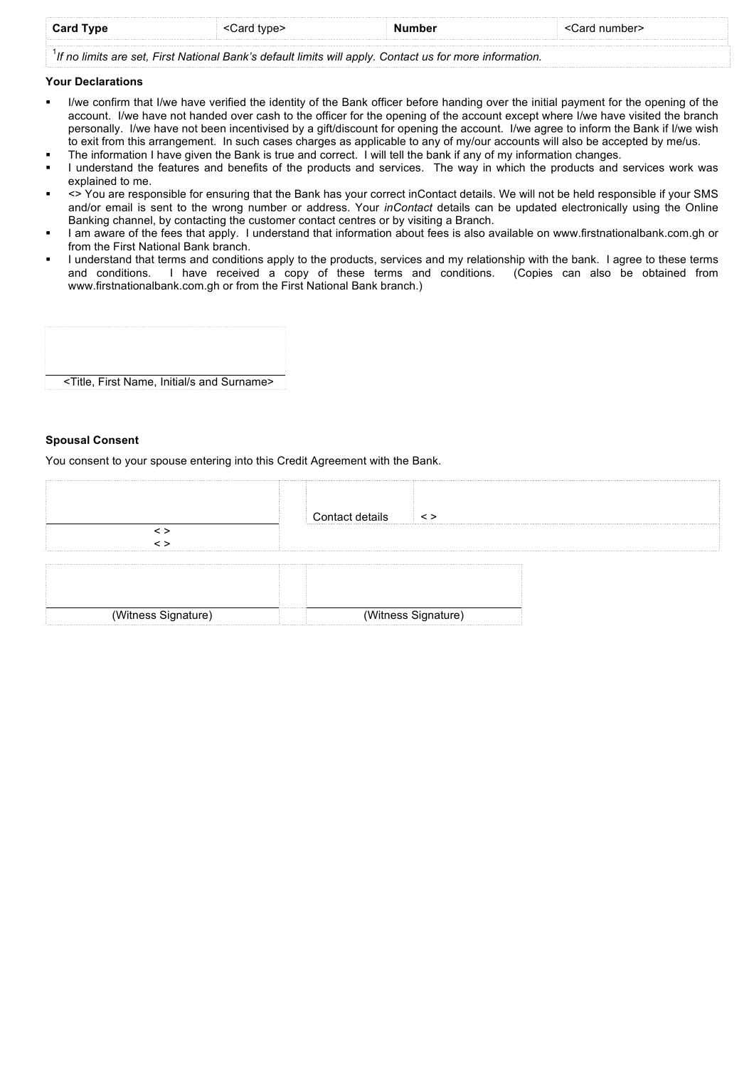| Card Type | <Card type> | Number | <Card number> |
| --- | --- | --- | --- |

[1]*If no limits are set, First National Bank's default limits will apply. Contact us for more information.*

**Your Declarations**

- I/we confirm that I/we have verified the identity of the Bank officer before handing over the initial payment for the opening of the account. I/we have not handed over cash to the officer for the opening of the account except where I/we have visited the branch personally. I/we have not been incentivised by a gift/discount for opening the account. I/we agree to inform the Bank if I/we wish to exit from this arrangement. In such cases charges as applicable to any of my/our accounts will also be accepted by me/us.
- The information I have given the Bank is true and correct. I will tell the bank if any of my information changes.
- I understand the features and benefits of the products and services. The way in which the products and services work was explained to me.
- <> You are responsible for ensuring that the Bank has your correct inContact details. We will not be held responsible if your SMS and/or email is sent to the wrong number or address. Your *inContact* details can be updated electronically using the Online Banking channel, by contacting the customer contact centres or by visiting a Branch.
- I am aware of the fees that apply. I understand that information about fees is also available on www.firstnationalbank.com.gh or from the First National Bank branch.
- I understand that terms and conditions apply to the products, services and my relationship with the bank. I agree to these terms and conditions. I have received a copy of these terms and conditions. (Copies can also be obtained from www.firstnationalbank.com.gh or from the First National Bank branch.)

<Title, First Name, Initial/s and Surname>

**Spousal Consent**

You consent to your spouse entering into this Credit Agreement with the Bank.

| | | | |
| --- | --- | --- | --- |
| < ><br>< > | | Contact details | < > |

| | | |
| --- | --- | --- |
| (Witness Signature) | | (Witness Signature) |